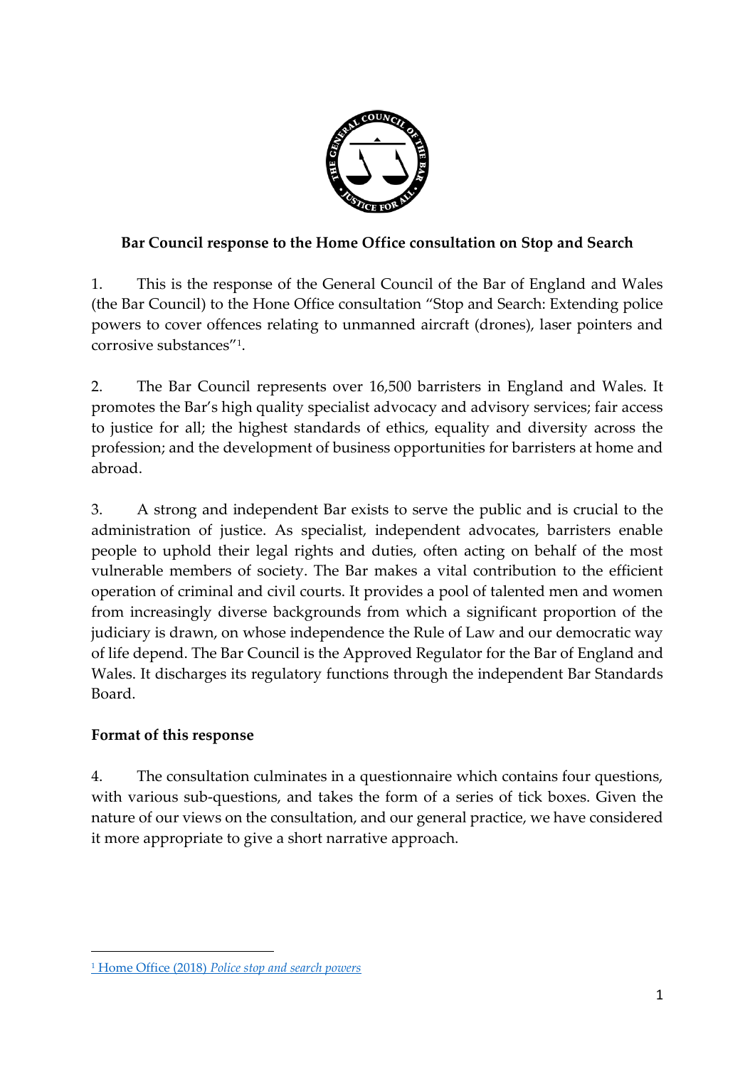**Bar Council response to the Home Office consultation on Stop and Search**

1. This is the response of the General Council of the Bar of England and Wales (the Bar Council) to the Hone Office consultation "Stop and Search: Extending police powers to cover offences relating to unmanned aircraft (drones), laser pointers and corrosive substances"[1].

2. The Bar Council represents over 16,500 barristers in England and Wales. It promotes the Bar's high quality specialist advocacy and advisory services; fair access to justice for all; the highest standards of ethics, equality and diversity across the profession; and the development of business opportunities for barristers at home and abroad.

3. A strong and independent Bar exists to serve the public and is crucial to the administration of justice. As specialist, independent advocates, barristers enable people to uphold their legal rights and duties, often acting on behalf of the most vulnerable members of society. The Bar makes a vital contribution to the efficient operation of criminal and civil courts. It provides a pool of talented men and women from increasingly diverse backgrounds from which a significant proportion of the judiciary is drawn, on whose independence the Rule of Law and our democratic way of life depend. The Bar Council is the Approved Regulator for the Bar of England and Wales. It discharges its regulatory functions through the independent Bar Standards Board.

**Format of this response**

4. The consultation culminates in a questionnaire which contains four questions, with various sub-questions, and takes the form of a series of tick boxes. Given the nature of our views on the consultation, and our general practice, we have considered it more appropriate to give a short narrative approach.

---

[1] Home Office (2018) *Police stop and search powers*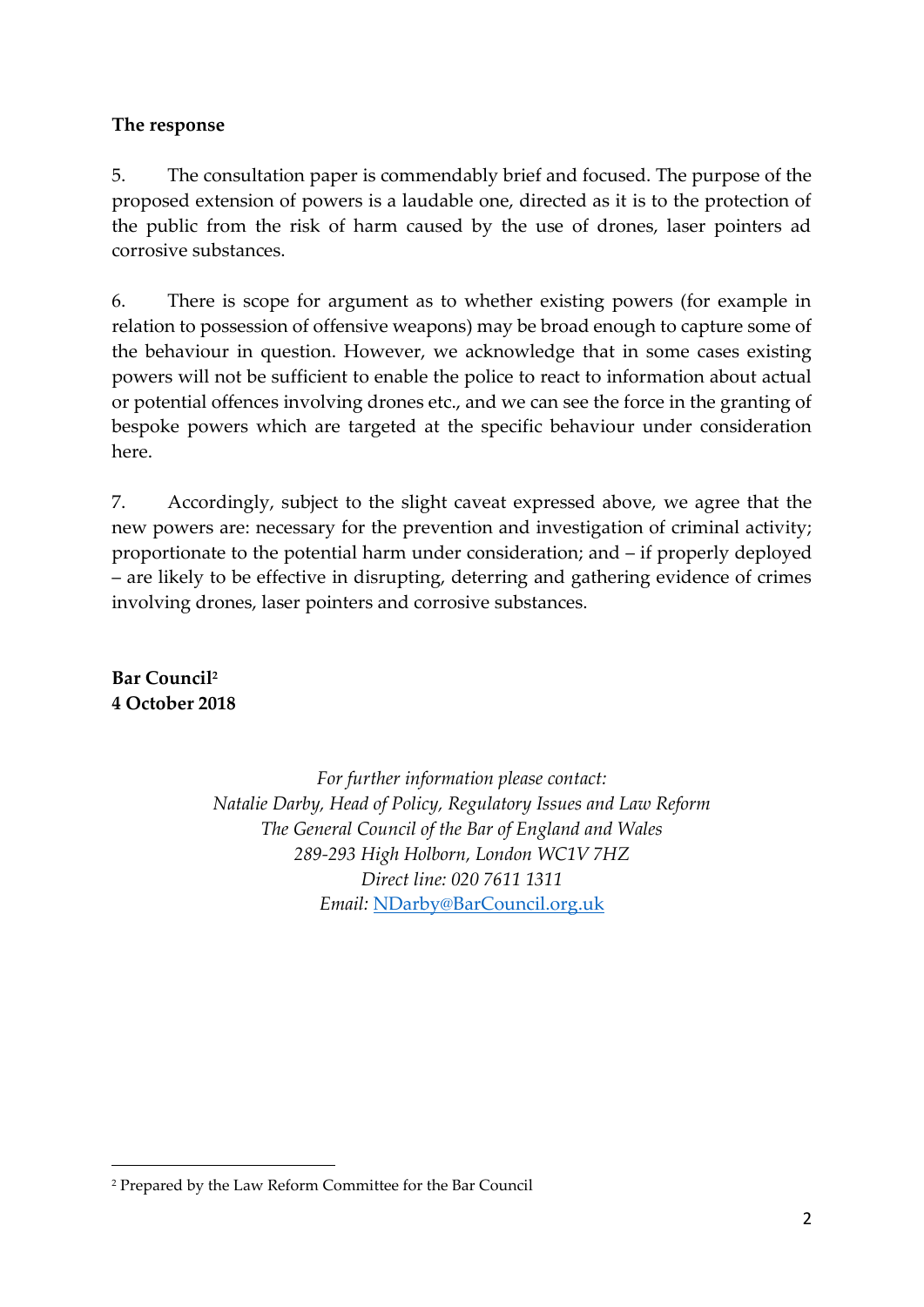**The response**

5. The consultation paper is commendably brief and focused. The purpose of the proposed extension of powers is a laudable one, directed as it is to the protection of the public from the risk of harm caused by the use of drones, laser pointers ad corrosive substances.

6. There is scope for argument as to whether existing powers (for example in relation to possession of offensive weapons) may be broad enough to capture some of the behaviour in question. However, we acknowledge that in some cases existing powers will not be sufficient to enable the police to react to information about actual or potential offences involving drones etc., and we can see the force in the granting of bespoke powers which are targeted at the specific behaviour under consideration here.

7. Accordingly, subject to the slight caveat expressed above, we agree that the new powers are: necessary for the prevention and investigation of criminal activity; proportionate to the potential harm under consideration; and – if properly deployed – are likely to be effective in disrupting, deterring and gathering evidence of crimes involving drones, laser pointers and corrosive substances.

**Bar Council[2]**
**4 October 2018**

*For further information please contact:*
*Natalie Darby, Head of Policy, Regulatory Issues and Law Reform*
*The General Council of the Bar of England and Wales*
*289-293 High Holborn, London WC1V 7HZ*
*Direct line: 020 7611 1311*
*Email:* NDarby@BarCouncil.org.uk

[2] Prepared by the Law Reform Committee for the Bar Council